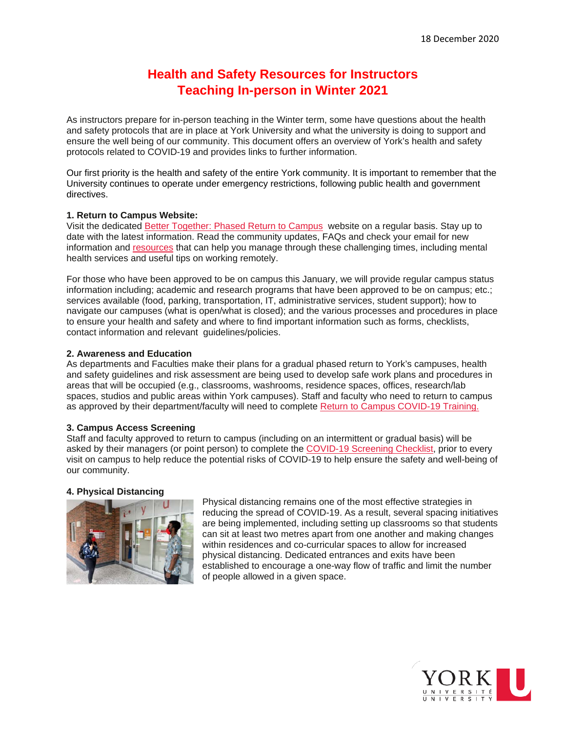18 December 2020

# Health and Safety Resources for Instructors Teaching In-person in Winter 2021

As instructors prepare for in-person teaching in the Winter term, some have questions about the health and safety protocols that are in place at York University and what the university is doing to support and ensure the well being of our community. This document offers an overview of York's health and safety protocols related to COVID-19 and provides links to further information.

Our first priority is the health and safety of the entire York community. It is important to remember that the University continues to operate under emergency restrictions, following public health and government directives.

**1. Return to Campus Website:**

Visit the dedicated Better Together: Phased Return to Campus website on a regular basis. Stay up to date with the latest information. Read the community updates, FAQs and check your email for new information and resources that can help you manage through these challenging times, including mental health services and useful tips on working remotely.

For those who have been approved to be on campus this January, we will provide regular campus status information including; academic and research programs that have been approved to be on campus; etc.; services available (food, parking, transportation, IT, administrative services, student support); how to navigate our campuses (what is open/what is closed); and the various processes and procedures in place to ensure your health and safety and where to find important information such as forms, checklists, contact information and relevant guidelines/policies.

**2. Awareness and Education**

As departments and Faculties make their plans for a gradual phased return to York's campuses, health and safety guidelines and risk assessment are being used to develop safe work plans and procedures in areas that will be occupied (e.g., classrooms, washrooms, residence spaces, offices, research/lab spaces, studios and public areas within York campuses). Staff and faculty who need to return to campus as approved by their department/faculty will need to complete Return to Campus COVID-19 Training.

**3. Campus Access Screening**

Staff and faculty approved to return to campus (including on an intermittent or gradual basis) will be asked by their managers (or point person) to complete the COVID-19 Screening Checklist, prior to every visit on campus to help reduce the potential risks of COVID-19 to help ensure the safety and well-being of our community.

**4. Physical Distancing**

Physical distancing remains one of the most effective strategies in reducing the spread of COVID-19. As a result, several spacing initiatives are being implemented, including setting up classrooms so that students can sit at least two metres apart from one another and making changes within residences and co-curricular spaces to allow for increased physical distancing. Dedicated entrances and exits have been established to encourage a one-way flow of traffic and limit the number of people allowed in a given space.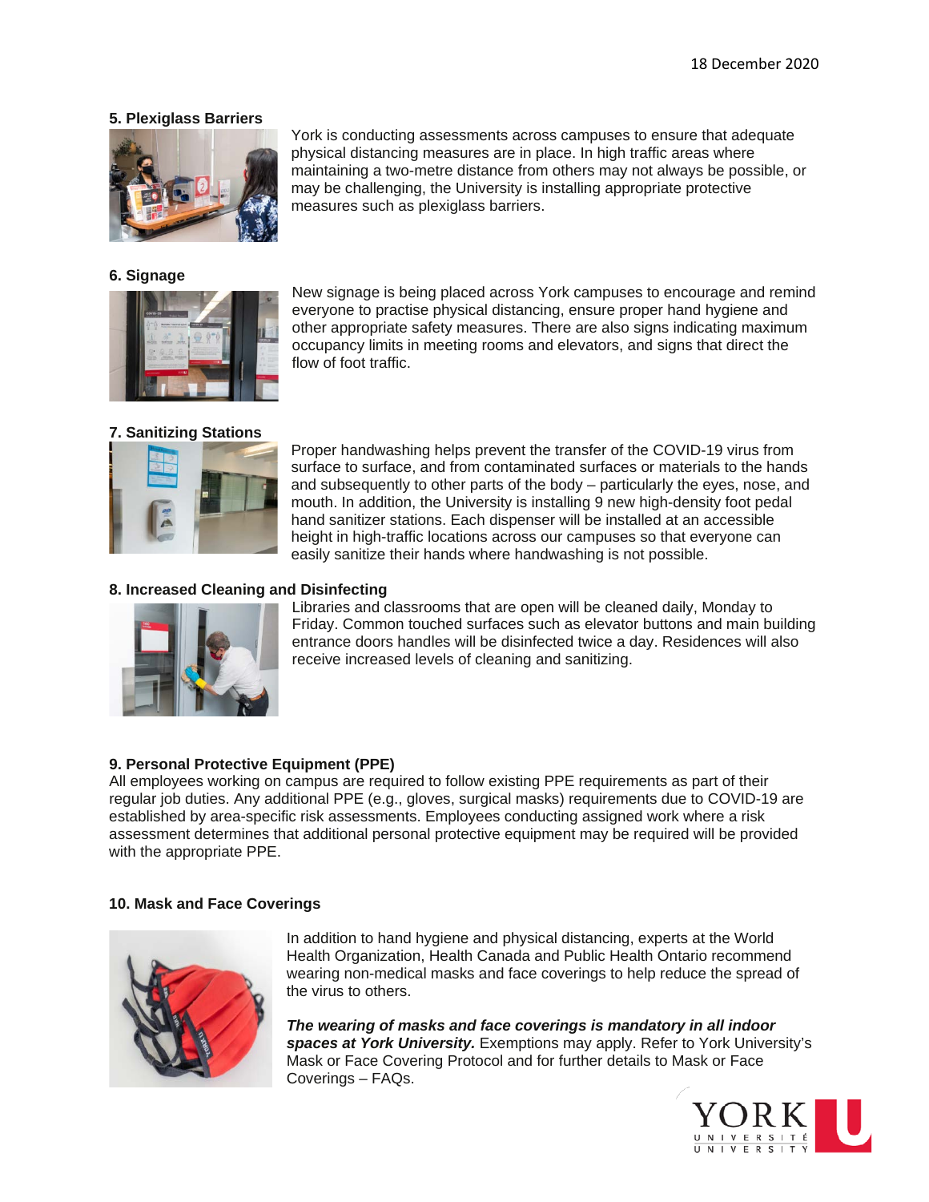#### 5. Plexiglass Barriers

York is conducting assessments across campuses to ensure that adequate physical distancing measures are in place. In high traffic areas where maintaining a two-metre distance from others may not always be possible, or may be challenging, the University is installing appropriate protective measures such as plexiglass barriers.

#### 6. Signage

New signage is being placed across York campuses to encourage and remind everyone to practise physical distancing, ensure proper hand hygiene and other appropriate safety measures. There are also signs indicating maximum occupancy limits in meeting rooms and elevators, and signs that direct the flow of foot traffic.

#### 7. Sanitizing Stations

Proper handwashing helps prevent the transfer of the COVID-19 virus from surface to surface, and from contaminated surfaces or materials to the hands and subsequently to other parts of the body – particularly the eyes, nose, and mouth. In addition, the University is installing 9 new high-density foot pedal hand sanitizer stations. Each dispenser will be installed at an accessible height in high-traffic locations across our campuses so that everyone can easily sanitize their hands where handwashing is not possible.

#### 8. Increased Cleaning and Disinfecting

Libraries and classrooms that are open will be cleaned daily, Monday to Friday. Common touched surfaces such as elevator buttons and main building entrance doors handles will be disinfected twice a day. Residences will also receive increased levels of cleaning and sanitizing.

#### 9. Personal Protective Equipment (PPE)

All employees working on campus are required to follow existing PPE requirements as part of their regular job duties. Any additional PPE (e.g., gloves, surgical masks) requirements due to COVID-19 are established by area-specific risk assessments. Employees conducting assigned work where a risk assessment determines that additional personal protective equipment may be required will be provided with the appropriate PPE.

#### 10. Mask and Face Coverings

In addition to hand hygiene and physical distancing, experts at the World Health Organization, Health Canada and Public Health Ontario recommend wearing non-medical masks and face coverings to help reduce the spread of the virus to others.

***The wearing of masks and face coverings is mandatory in all indoor spaces at York University.*** Exemptions may apply. Refer to York University's Mask or Face Covering Protocol and for further details to Mask or Face Coverings – FAQs.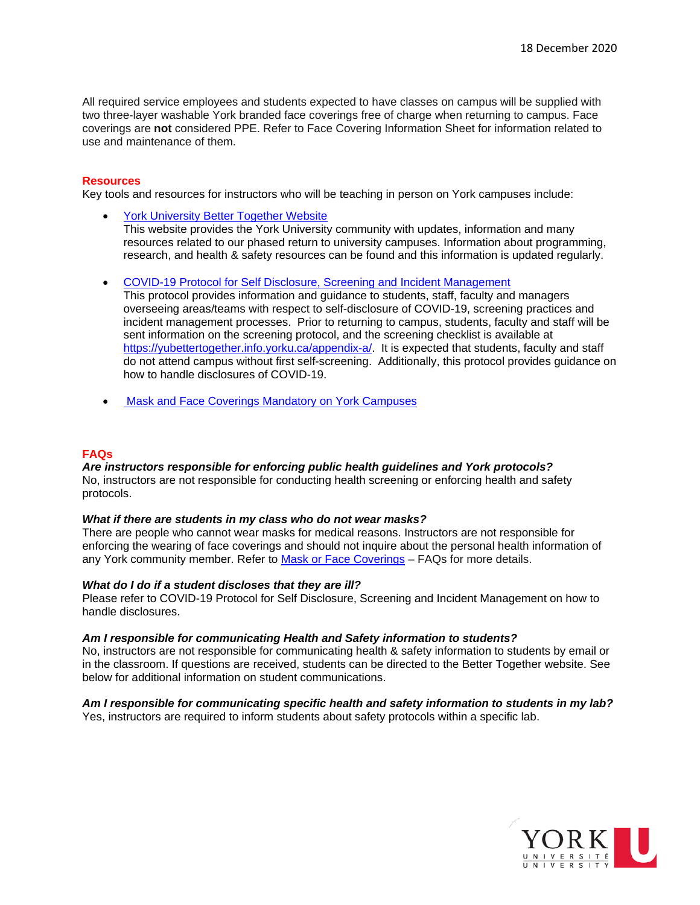All required service employees and students expected to have classes on campus will be supplied with two three-layer washable York branded face coverings free of charge when returning to campus. Face coverings are **not** considered PPE. Refer to Face Covering Information Sheet for information related to use and maintenance of them.

## Resources

Key tools and resources for instructors who will be teaching in person on York campuses include:

- [York University Better Together Website](#)
  This website provides the York University community with updates, information and many resources related to our phased return to university campuses. Information about programming, research, and health & safety resources can be found and this information is updated regularly.

- [COVID-19 Protocol for Self Disclosure, Screening and Incident Management](#)
  This protocol provides information and guidance to students, staff, faculty and managers overseeing areas/teams with respect to self-disclosure of COVID-19, screening practices and incident management processes. Prior to returning to campus, students, faculty and staff will be sent information on the screening protocol, and the screening checklist is available at https://yubettertogether.info.yorku.ca/appendix-a/. It is expected that students, faculty and staff do not attend campus without first self-screening. Additionally, this protocol provides guidance on how to handle disclosures of COVID-19.

- [Mask and Face Coverings Mandatory on York Campuses](#)

## FAQs

***Are instructors responsible for enforcing public health guidelines and York protocols?***
No, instructors are not responsible for conducting health screening or enforcing health and safety protocols.

***What if there are students in my class who do not wear masks?***
There are people who cannot wear masks for medical reasons. Instructors are not responsible for enforcing the wearing of face coverings and should not inquire about the personal health information of any York community member. Refer to [Mask or Face Coverings](#) – FAQs for more details.

***What do I do if a student discloses that they are ill?***
Please refer to COVID-19 Protocol for Self Disclosure, Screening and Incident Management on how to handle disclosures.

***Am I responsible for communicating Health and Safety information to students?***
No, instructors are not responsible for communicating health & safety information to students by email or in the classroom. If questions are received, students can be directed to the Better Together website. See below for additional information on student communications.

***Am I responsible for communicating specific health and safety information to students in my lab?***
Yes, instructors are required to inform students about safety protocols within a specific lab.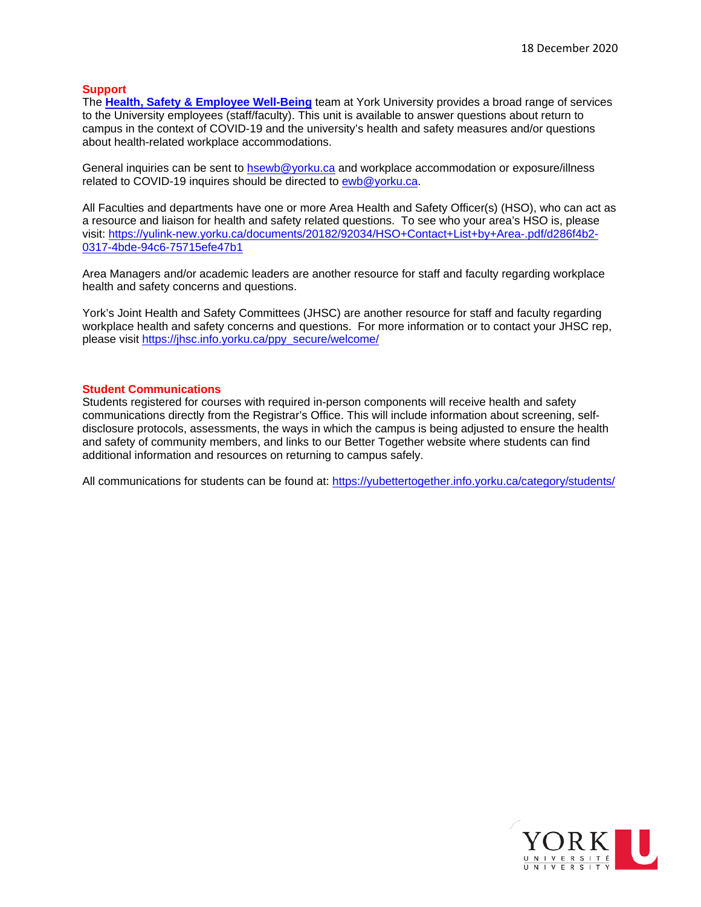18 December 2020

## Support

The **Health, Safety & Employee Well-Being** team at York University provides a broad range of services to the University employees (staff/faculty). This unit is available to answer questions about return to campus in the context of COVID-19 and the university's health and safety measures and/or questions about health-related workplace accommodations.

General inquiries can be sent to hsewb@yorku.ca and workplace accommodation or exposure/illness related to COVID-19 inquires should be directed to ewb@yorku.ca.

All Faculties and departments have one or more Area Health and Safety Officer(s) (HSO), who can act as a resource and liaison for health and safety related questions. To see who your area's HSO is, please visit: https://yulink-new.yorku.ca/documents/20182/92034/HSO+Contact+List+by+Area-.pdf/d286f4b2-0317-4bde-94c6-75715efe47b1

Area Managers and/or academic leaders are another resource for staff and faculty regarding workplace health and safety concerns and questions.

York's Joint Health and Safety Committees (JHSC) are another resource for staff and faculty regarding workplace health and safety concerns and questions. For more information or to contact your JHSC rep, please visit https://jhsc.info.yorku.ca/ppy_secure/welcome/

## Student Communications

Students registered for courses with required in-person components will receive health and safety communications directly from the Registrar's Office. This will include information about screening, self-disclosure protocols, assessments, the ways in which the campus is being adjusted to ensure the health and safety of community members, and links to our Better Together website where students can find additional information and resources on returning to campus safely.

All communications for students can be found at: https://yubettertogether.info.yorku.ca/category/students/